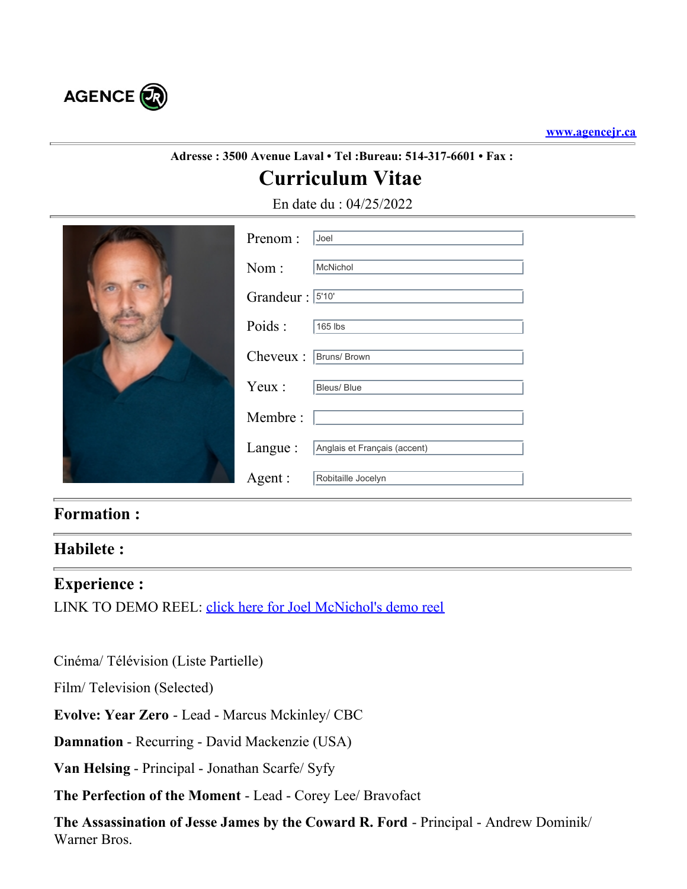AGENCE JR

[www.agencejr.ca](http://www.agencejr.ca)

**Adresse : 3500 Avenue Laval • Tel :Bureau: 514-317-6601 • Fax :**

# Curriculum Vitae

En date du : 04/25/2022

| | |
|---|---|
| Prenom : | Joel |
| Nom : | McNichol |
| Grandeur : | 5'10' |
| Poids : | 165 lbs |
| Cheveux : | Bruns/ Brown |
| Yeux : | Bleus/ Blue |
| Membre : | |
| Langue : | Anglais et Français (accent) |
| Agent : | Robitaille Jocelyn |

## Formation :

## Habilete :

## Experience :

LINK TO DEMO REEL: [click here for Joel McNichol's demo reel]()

Cinéma/ Télévision (Liste Partielle)

Film/ Television (Selected)

**Evolve: Year Zero** - Lead - Marcus Mckinley/ CBC

**Damnation** - Recurring - David Mackenzie (USA)

**Van Helsing** - Principal - Jonathan Scarfe/ Syfy

**The Perfection of the Moment** - Lead - Corey Lee/ Bravofact

**The Assassination of Jesse James by the Coward R. Ford** - Principal - Andrew Dominik/ Warner Bros.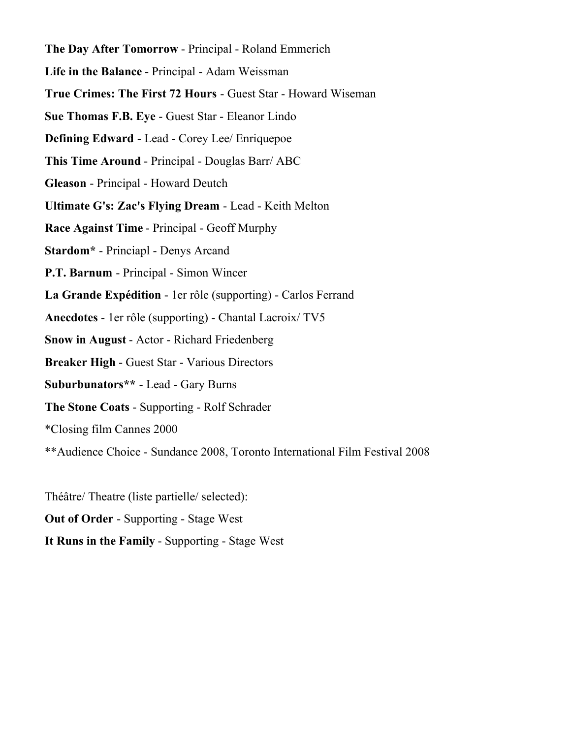**The Day After Tomorrow** - Principal - Roland Emmerich

**Life in the Balance** - Principal - Adam Weissman

**True Crimes: The First 72 Hours** - Guest Star - Howard Wiseman

**Sue Thomas F.B. Eye** - Guest Star - Eleanor Lindo

**Defining Edward** - Lead - Corey Lee/ Enriquepoe

**This Time Around** - Principal - Douglas Barr/ ABC

**Gleason** - Principal - Howard Deutch

**Ultimate G's: Zac's Flying Dream** - Lead - Keith Melton

**Race Against Time** - Principal - Geoff Murphy

**Stardom*** - Princiapl - Denys Arcand

**P.T. Barnum** - Principal - Simon Wincer

**La Grande Expédition** - 1er rôle (supporting) - Carlos Ferrand

**Anecdotes** - 1er rôle (supporting) - Chantal Lacroix/ TV5

**Snow in August** - Actor - Richard Friedenberg

**Breaker High** - Guest Star - Various Directors

**Suburbunators**** - Lead - Gary Burns

**The Stone Coats** - Supporting - Rolf Schrader

*Closing film Cannes 2000

**Audience Choice - Sundance 2008, Toronto International Film Festival 2008

Théâtre/ Theatre (liste partielle/ selected):

**Out of Order** - Supporting - Stage West

**It Runs in the Family** - Supporting - Stage West